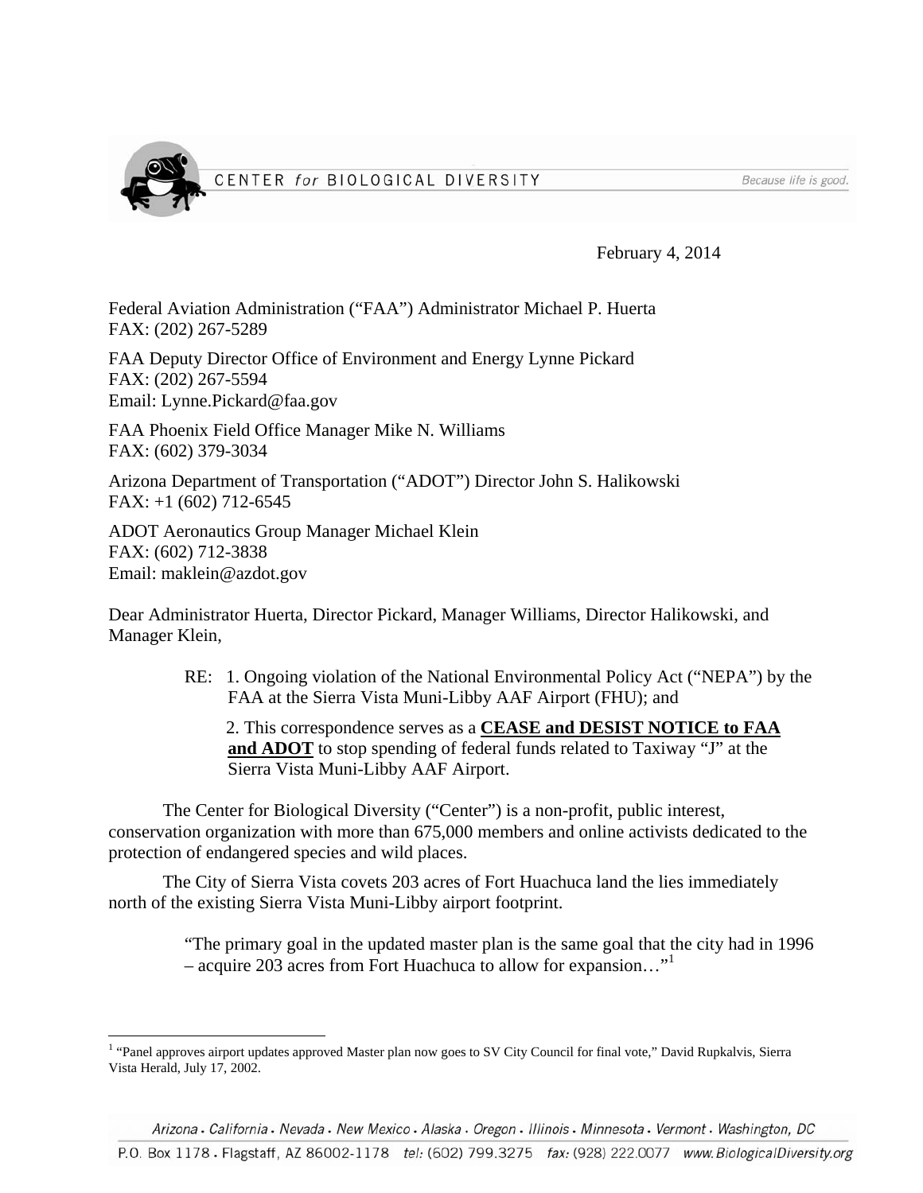CENTER *for* BIOLOGICAL DIVERSITY

*Because life is good.*

February 4, 2014

Federal Aviation Administration ("FAA") Administrator Michael P. Huerta
FAX: (202) 267-5289

FAA Deputy Director Office of Environment and Energy Lynne Pickard
FAX: (202) 267-5594
Email: Lynne.Pickard@faa.gov

FAA Phoenix Field Office Manager Mike N. Williams
FAX: (602) 379-3034

Arizona Department of Transportation ("ADOT") Director John S. Halikowski
FAX: +1 (602) 712-6545

ADOT Aeronautics Group Manager Michael Klein
FAX: (602) 712-3838
Email: maklein@azdot.gov

Dear Administrator Huerta, Director Pickard, Manager Williams, Director Halikowski, and Manager Klein,

RE: 1. Ongoing violation of the National Environmental Policy Act ("NEPA") by the FAA at the Sierra Vista Muni-Libby AAF Airport (FHU); and

2. This correspondence serves as a **CEASE and DESIST NOTICE to FAA and ADOT** to stop spending of federal funds related to Taxiway "J" at the Sierra Vista Muni-Libby AAF Airport.

The Center for Biological Diversity ("Center") is a non-profit, public interest, conservation organization with more than 675,000 members and online activists dedicated to the protection of endangered species and wild places.

The City of Sierra Vista covets 203 acres of Fort Huachuca land the lies immediately north of the existing Sierra Vista Muni-Libby airport footprint.

> "The primary goal in the updated master plan is the same goal that the city had in 1996 – acquire 203 acres from Fort Huachuca to allow for expansion…"[1]

[1] "Panel approves airport updates approved Master plan now goes to SV City Council for final vote," David Rupkalvis, Sierra Vista Herald, July 17, 2002.

*Arizona . California . Nevada . New Mexico . Alaska . Oregon . Illinois . Minnesota . Vermont . Washington, DC*

P.O. Box 1178 . Flagstaff, AZ 86002-1178 *tel:* (602) 799.3275 *fax:* (928) 222.0077 *www.BiologicalDiversity.org*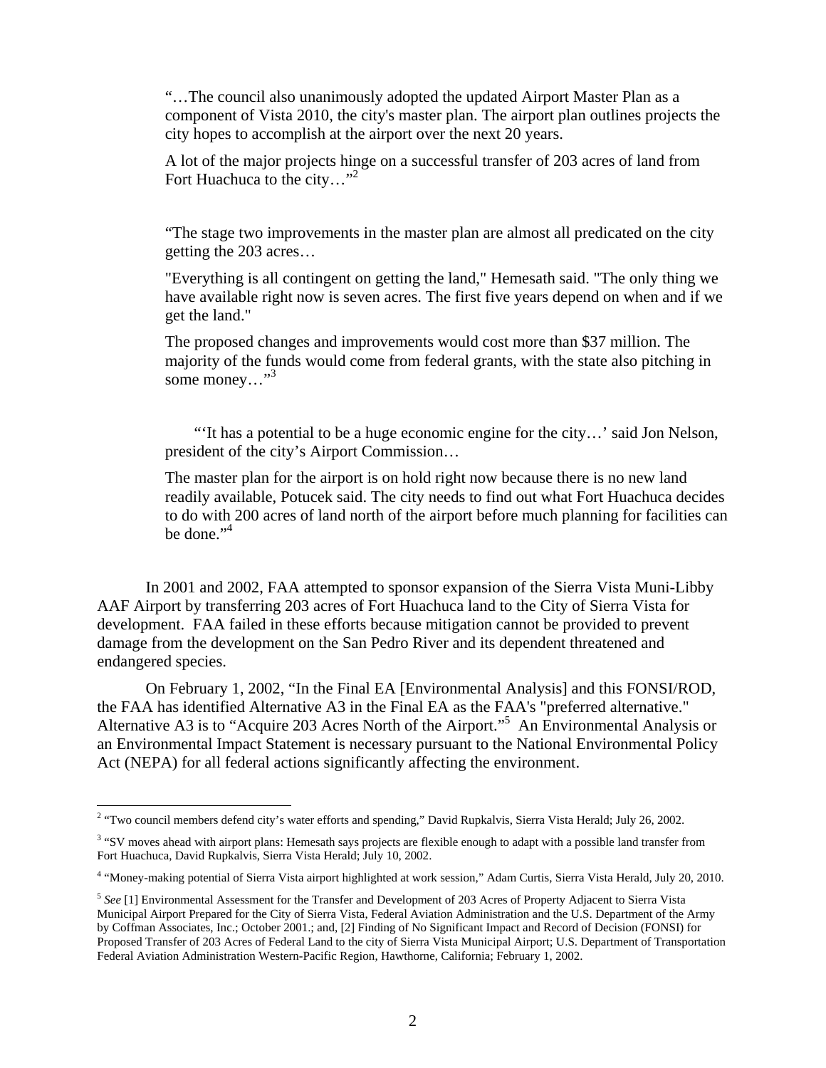> "…The council also unanimously adopted the updated Airport Master Plan as a component of Vista 2010, the city's master plan. The airport plan outlines projects the city hopes to accomplish at the airport over the next 20 years.
>
> A lot of the major projects hinge on a successful transfer of 203 acres of land from Fort Huachuca to the city…"[2]

> "The stage two improvements in the master plan are almost all predicated on the city getting the 203 acres…
>
> "Everything is all contingent on getting the land," Hemesath said. "The only thing we have available right now is seven acres. The first five years depend on when and if we get the land."
>
> The proposed changes and improvements would cost more than $37 million. The majority of the funds would come from federal grants, with the state also pitching in some money…"[3]

> "'It has a potential to be a huge economic engine for the city…' said Jon Nelson, president of the city's Airport Commission…
>
> The master plan for the airport is on hold right now because there is no new land readily available, Potucek said. The city needs to find out what Fort Huachuca decides to do with 200 acres of land north of the airport before much planning for facilities can be done."[4]

In 2001 and 2002, FAA attempted to sponsor expansion of the Sierra Vista Muni-Libby AAF Airport by transferring 203 acres of Fort Huachuca land to the City of Sierra Vista for development. FAA failed in these efforts because mitigation cannot be provided to prevent damage from the development on the San Pedro River and its dependent threatened and endangered species.

On February 1, 2002, "In the Final EA [Environmental Analysis] and this FONSI/ROD, the FAA has identified Alternative A3 in the Final EA as the FAA's "preferred alternative." Alternative A3 is to "Acquire 203 Acres North of the Airport."[5] An Environmental Analysis or an Environmental Impact Statement is necessary pursuant to the National Environmental Policy Act (NEPA) for all federal actions significantly affecting the environment.

---

[2] "Two council members defend city's water efforts and spending," David Rupkalvis, Sierra Vista Herald; July 26, 2002.

[3] "SV moves ahead with airport plans: Hemesath says projects are flexible enough to adapt with a possible land transfer from Fort Huachuca, David Rupkalvis, Sierra Vista Herald; July 10, 2002.

[4] "Money-making potential of Sierra Vista airport highlighted at work session," Adam Curtis, Sierra Vista Herald, July 20, 2010.

[5] *See* [1] Environmental Assessment for the Transfer and Development of 203 Acres of Property Adjacent to Sierra Vista Municipal Airport Prepared for the City of Sierra Vista, Federal Aviation Administration and the U.S. Department of the Army by Coffman Associates, Inc.; October 2001.; and, [2] Finding of No Significant Impact and Record of Decision (FONSI) for Proposed Transfer of 203 Acres of Federal Land to the city of Sierra Vista Municipal Airport; U.S. Department of Transportation Federal Aviation Administration Western-Pacific Region, Hawthorne, California; February 1, 2002.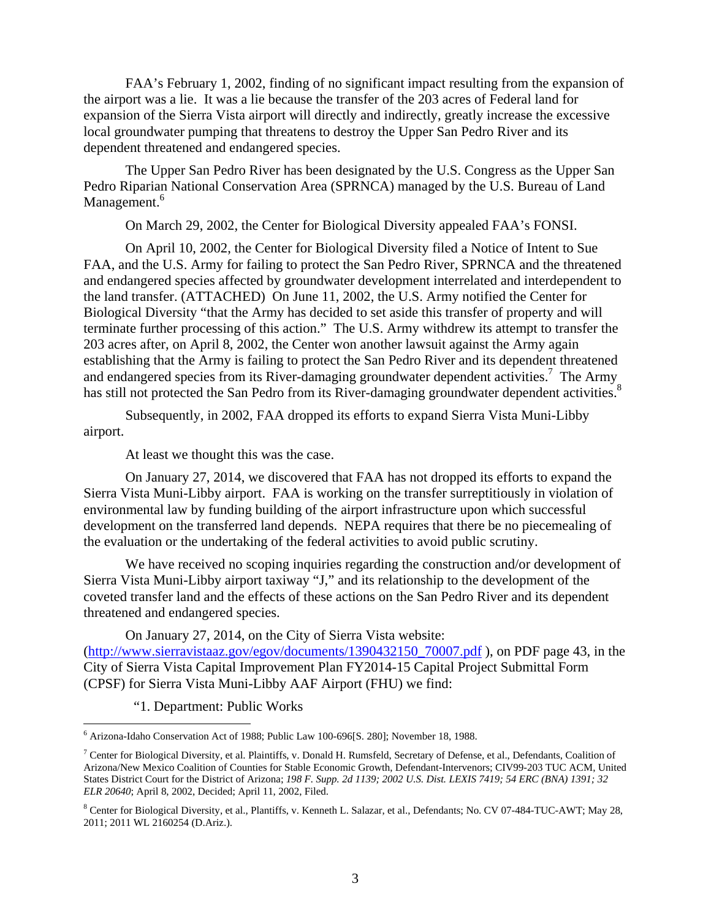FAA's February 1, 2002, finding of no significant impact resulting from the expansion of the airport was a lie. It was a lie because the transfer of the 203 acres of Federal land for expansion of the Sierra Vista airport will directly and indirectly, greatly increase the excessive local groundwater pumping that threatens to destroy the Upper San Pedro River and its dependent threatened and endangered species.

The Upper San Pedro River has been designated by the U.S. Congress as the Upper San Pedro Riparian National Conservation Area (SPRNCA) managed by the U.S. Bureau of Land Management.[6]

On March 29, 2002, the Center for Biological Diversity appealed FAA's FONSI.

On April 10, 2002, the Center for Biological Diversity filed a Notice of Intent to Sue FAA, and the U.S. Army for failing to protect the San Pedro River, SPRNCA and the threatened and endangered species affected by groundwater development interrelated and interdependent to the land transfer. (ATTACHED) On June 11, 2002, the U.S. Army notified the Center for Biological Diversity "that the Army has decided to set aside this transfer of property and will terminate further processing of this action." The U.S. Army withdrew its attempt to transfer the 203 acres after, on April 8, 2002, the Center won another lawsuit against the Army again establishing that the Army is failing to protect the San Pedro River and its dependent threatened and endangered species from its River-damaging groundwater dependent activities.[7] The Army has still not protected the San Pedro from its River-damaging groundwater dependent activities.[8]

Subsequently, in 2002, FAA dropped its efforts to expand Sierra Vista Muni-Libby airport.

At least we thought this was the case.

On January 27, 2014, we discovered that FAA has not dropped its efforts to expand the Sierra Vista Muni-Libby airport. FAA is working on the transfer surreptitiously in violation of environmental law by funding building of the airport infrastructure upon which successful development on the transferred land depends. NEPA requires that there be no piecemealing of the evaluation or the undertaking of the federal activities to avoid public scrutiny.

We have received no scoping inquiries regarding the construction and/or development of Sierra Vista Muni-Libby airport taxiway "J," and its relationship to the development of the coveted transfer land and the effects of these actions on the San Pedro River and its dependent threatened and endangered species.

On January 27, 2014, on the City of Sierra Vista website: (http://www.sierravistaaz.gov/egov/documents/1390432150_70007.pdf ), on PDF page 43, in the City of Sierra Vista Capital Improvement Plan FY2014-15 Capital Project Submittal Form (CPSF) for Sierra Vista Muni-Libby AAF Airport (FHU) we find:

"1. Department: Public Works

---

[6] Arizona-Idaho Conservation Act of 1988; Public Law 100-696[S. 280]; November 18, 1988.

[7] Center for Biological Diversity, et al. Plaintiffs, v. Donald H. Rumsfeld, Secretary of Defense, et al., Defendants, Coalition of Arizona/New Mexico Coalition of Counties for Stable Economic Growth, Defendant-Intervenors; CIV99-203 TUC ACM, United States District Court for the District of Arizona; *198 F. Supp. 2d 1139; 2002 U.S. Dist. LEXIS 7419; 54 ERC (BNA) 1391; 32 ELR 20640*; April 8, 2002, Decided; April 11, 2002, Filed.

[8] Center for Biological Diversity, et al., Plantiffs, v. Kenneth L. Salazar, et al., Defendants; No. CV 07-484-TUC-AWT; May 28, 2011; 2011 WL 2160254 (D.Ariz.).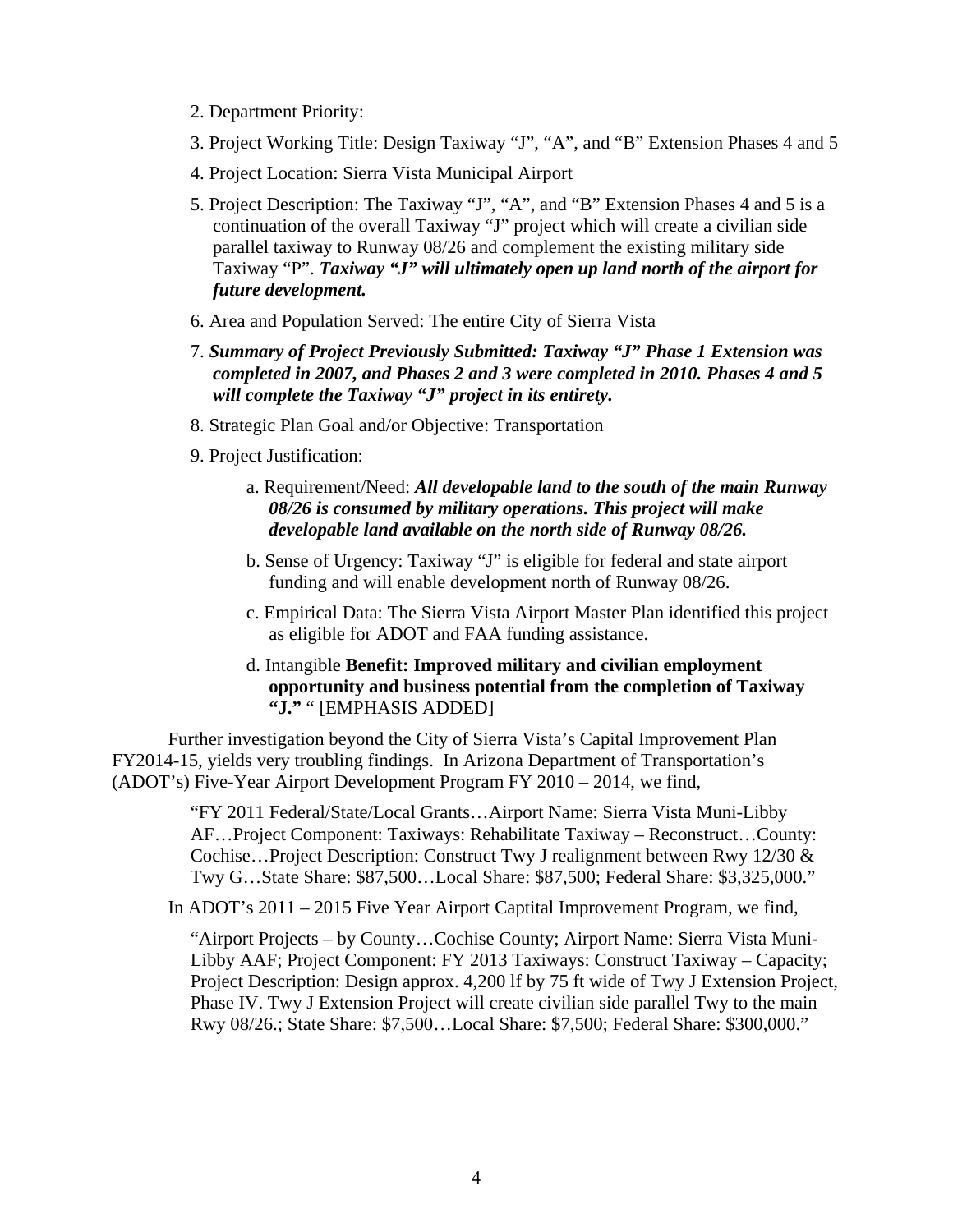2. Department Priority:

3. Project Working Title: Design Taxiway "J", "A", and "B" Extension Phases 4 and 5

4. Project Location: Sierra Vista Municipal Airport

5. Project Description: The Taxiway "J", "A", and "B" Extension Phases 4 and 5 is a continuation of the overall Taxiway "J" project which will create a civilian side parallel taxiway to Runway 08/26 and complement the existing military side Taxiway "P". ***Taxiway "J" will ultimately open up land north of the airport for future development.***

6. Area and Population Served: The entire City of Sierra Vista

7. ***Summary of Project Previously Submitted: Taxiway "J" Phase 1 Extension was completed in 2007, and Phases 2 and 3 were completed in 2010. Phases 4 and 5 will complete the Taxiway "J" project in its entirety.***

8. Strategic Plan Goal and/or Objective: Transportation

9. Project Justification:

   a. Requirement/Need: ***All developable land to the south of the main Runway 08/26 is consumed by military operations. This project will make developable land available on the north side of Runway 08/26.***

   b. Sense of Urgency: Taxiway "J" is eligible for federal and state airport funding and will enable development north of Runway 08/26.

   c. Empirical Data: The Sierra Vista Airport Master Plan identified this project as eligible for ADOT and FAA funding assistance.

   d. Intangible **Benefit: Improved military and civilian employment opportunity and business potential from the completion of Taxiway "J."** " [EMPHASIS ADDED]

Further investigation beyond the City of Sierra Vista's Capital Improvement Plan FY2014-15, yields very troubling findings. In Arizona Department of Transportation's (ADOT's) Five-Year Airport Development Program FY 2010 – 2014, we find,

> "FY 2011 Federal/State/Local Grants…Airport Name: Sierra Vista Muni-Libby AF…Project Component: Taxiways: Rehabilitate Taxiway – Reconstruct…County: Cochise…Project Description: Construct Twy J realignment between Rwy 12/30 & Twy G…State Share: $87,500…Local Share: $87,500; Federal Share: $3,325,000."

In ADOT's 2011 – 2015 Five Year Airport Captital Improvement Program, we find,

> "Airport Projects – by County…Cochise County; Airport Name: Sierra Vista Muni-Libby AAF; Project Component: FY 2013 Taxiways: Construct Taxiway – Capacity; Project Description: Design approx. 4,200 lf by 75 ft wide of Twy J Extension Project, Phase IV. Twy J Extension Project will create civilian side parallel Twy to the main Rwy 08/26.; State Share: $7,500…Local Share: $7,500; Federal Share: $300,000."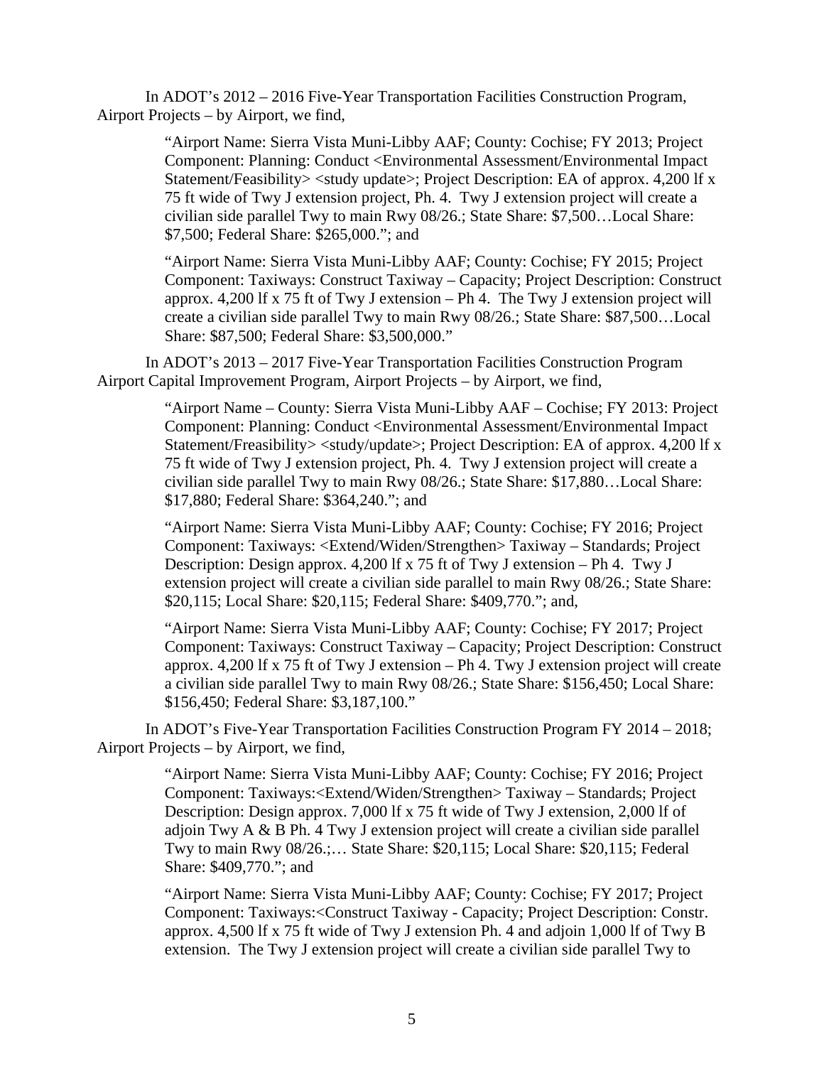In ADOT's 2012 – 2016 Five-Year Transportation Facilities Construction Program, Airport Projects – by Airport, we find,

> "Airport Name: Sierra Vista Muni-Libby AAF; County: Cochise; FY 2013; Project Component: Planning: Conduct <Environmental Assessment/Environmental Impact Statement/Feasibility> <study update>; Project Description: EA of approx. 4,200 lf x 75 ft wide of Twy J extension project, Ph. 4. Twy J extension project will create a civilian side parallel Twy to main Rwy 08/26.; State Share: $7,500…Local Share: $7,500; Federal Share: $265,000."; and
>
> "Airport Name: Sierra Vista Muni-Libby AAF; County: Cochise; FY 2015; Project Component: Taxiways: Construct Taxiway – Capacity; Project Description: Construct approx. 4,200 lf x 75 ft of Twy J extension – Ph 4. The Twy J extension project will create a civilian side parallel Twy to main Rwy 08/26.; State Share: $87,500…Local Share: $87,500; Federal Share: $3,500,000."

In ADOT's 2013 – 2017 Five-Year Transportation Facilities Construction Program Airport Capital Improvement Program, Airport Projects – by Airport, we find,

> "Airport Name – County: Sierra Vista Muni-Libby AAF – Cochise; FY 2013: Project Component: Planning: Conduct <Environmental Assessment/Environmental Impact Statement/Freasibility> <study/update>; Project Description: EA of approx. 4,200 lf x 75 ft wide of Twy J extension project, Ph. 4. Twy J extension project will create a civilian side parallel Twy to main Rwy 08/26.; State Share: $17,880…Local Share: $17,880; Federal Share: $364,240."; and
>
> "Airport Name: Sierra Vista Muni-Libby AAF; County: Cochise; FY 2016; Project Component: Taxiways: <Extend/Widen/Strengthen> Taxiway – Standards; Project Description: Design approx. 4,200 lf x 75 ft of Twy J extension – Ph 4. Twy J extension project will create a civilian side parallel to main Rwy 08/26.; State Share: $20,115; Local Share: $20,115; Federal Share: $409,770."; and,
>
> "Airport Name: Sierra Vista Muni-Libby AAF; County: Cochise; FY 2017; Project Component: Taxiways: Construct Taxiway – Capacity; Project Description: Construct approx. 4,200 lf x 75 ft of Twy J extension – Ph 4. Twy J extension project will create a civilian side parallel Twy to main Rwy 08/26.; State Share: $156,450; Local Share: $156,450; Federal Share: $3,187,100."

In ADOT's Five-Year Transportation Facilities Construction Program FY 2014 – 2018; Airport Projects – by Airport, we find,

> "Airport Name: Sierra Vista Muni-Libby AAF; County: Cochise; FY 2016; Project Component: Taxiways:<Extend/Widen/Strengthen> Taxiway – Standards; Project Description: Design approx. 7,000 lf x 75 ft wide of Twy J extension, 2,000 lf of adjoin Twy A & B Ph. 4 Twy J extension project will create a civilian side parallel Twy to main Rwy 08/26.;… State Share: $20,115; Local Share: $20,115; Federal Share: $409,770."; and
>
> "Airport Name: Sierra Vista Muni-Libby AAF; County: Cochise; FY 2017; Project Component: Taxiways:<Construct Taxiway - Capacity; Project Description: Constr. approx. 4,500 lf x 75 ft wide of Twy J extension Ph. 4 and adjoin 1,000 lf of Twy B extension. The Twy J extension project will create a civilian side parallel Twy to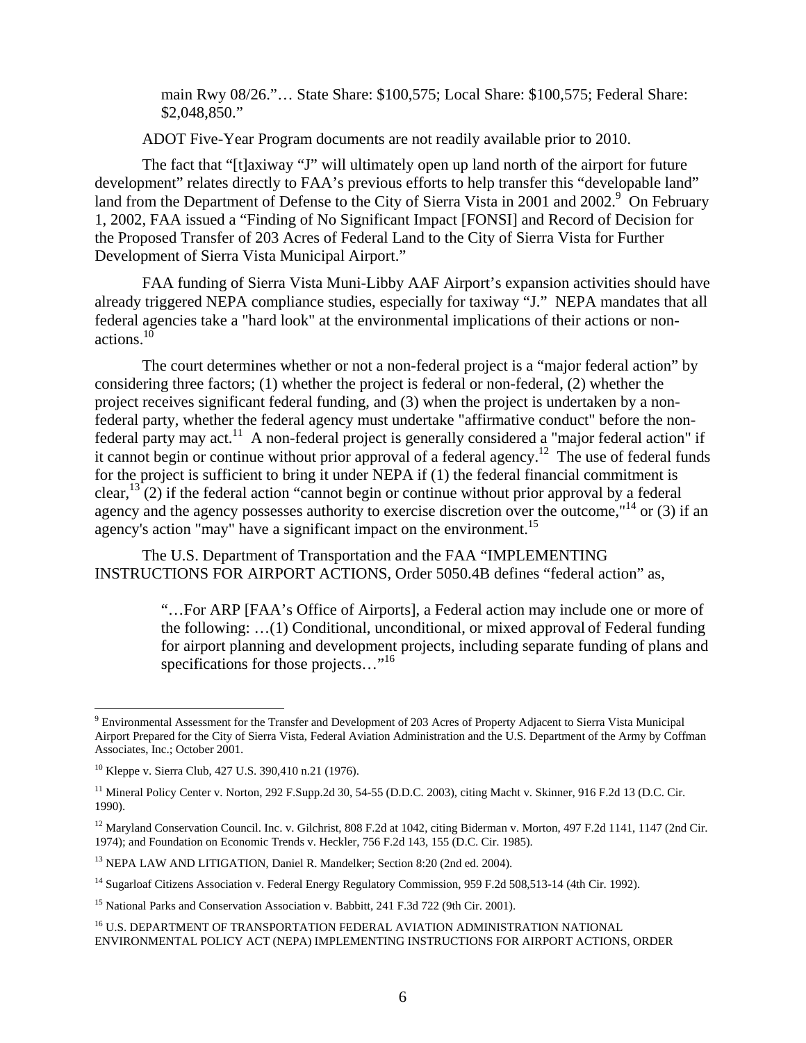> main Rwy 08/26."… State Share: $100,575; Local Share: $100,575; Federal Share: $2,048,850."

ADOT Five-Year Program documents are not readily available prior to 2010.

The fact that "[t]axiway "J" will ultimately open up land north of the airport for future development" relates directly to FAA's previous efforts to help transfer this "developable land" land from the Department of Defense to the City of Sierra Vista in 2001 and 2002.[9] On February 1, 2002, FAA issued a "Finding of No Significant Impact [FONSI] and Record of Decision for the Proposed Transfer of 203 Acres of Federal Land to the City of Sierra Vista for Further Development of Sierra Vista Municipal Airport."

FAA funding of Sierra Vista Muni-Libby AAF Airport's expansion activities should have already triggered NEPA compliance studies, especially for taxiway "J." NEPA mandates that all federal agencies take a "hard look" at the environmental implications of their actions or non-actions.[10]

The court determines whether or not a non-federal project is a "major federal action" by considering three factors; (1) whether the project is federal or non-federal, (2) whether the project receives significant federal funding, and (3) when the project is undertaken by a non-federal party, whether the federal agency must undertake "affirmative conduct" before the non-federal party may act.[11] A non-federal project is generally considered a "major federal action" if it cannot begin or continue without prior approval of a federal agency.[12] The use of federal funds for the project is sufficient to bring it under NEPA if (1) the federal financial commitment is clear,[13] (2) if the federal action "cannot begin or continue without prior approval by a federal agency and the agency possesses authority to exercise discretion over the outcome,"[14] or (3) if an agency's action "may" have a significant impact on the environment.[15]

The U.S. Department of Transportation and the FAA "IMPLEMENTING INSTRUCTIONS FOR AIRPORT ACTIONS, Order 5050.4B defines "federal action" as,

> "…For ARP [FAA's Office of Airports], a Federal action may include one or more of the following: …(1) Conditional, unconditional, or mixed approval of Federal funding for airport planning and development projects, including separate funding of plans and specifications for those projects…"[16]

---

[9] Environmental Assessment for the Transfer and Development of 203 Acres of Property Adjacent to Sierra Vista Municipal Airport Prepared for the City of Sierra Vista, Federal Aviation Administration and the U.S. Department of the Army by Coffman Associates, Inc.; October 2001.

[10] Kleppe v. Sierra Club, 427 U.S. 390,410 n.21 (1976).

[11] Mineral Policy Center v. Norton, 292 F.Supp.2d 30, 54-55 (D.D.C. 2003), citing Macht v. Skinner, 916 F.2d 13 (D.C. Cir. 1990).

[12] Maryland Conservation Council. Inc. v. Gilchrist, 808 F.2d at 1042, citing Biderman v. Morton, 497 F.2d 1141, 1147 (2nd Cir. 1974); and Foundation on Economic Trends v. Heckler, 756 F.2d 143, 155 (D.C. Cir. 1985).

[13] NEPA LAW AND LITIGATION, Daniel R. Mandelker; Section 8:20 (2nd ed. 2004).

[14] Sugarloaf Citizens Association v. Federal Energy Regulatory Commission, 959 F.2d 508,513-14 (4th Cir. 1992).

[15] National Parks and Conservation Association v. Babbitt, 241 F.3d 722 (9th Cir. 2001).

[16] U.S. DEPARTMENT OF TRANSPORTATION FEDERAL AVIATION ADMINISTRATION NATIONAL ENVIRONMENTAL POLICY ACT (NEPA) IMPLEMENTING INSTRUCTIONS FOR AIRPORT ACTIONS, ORDER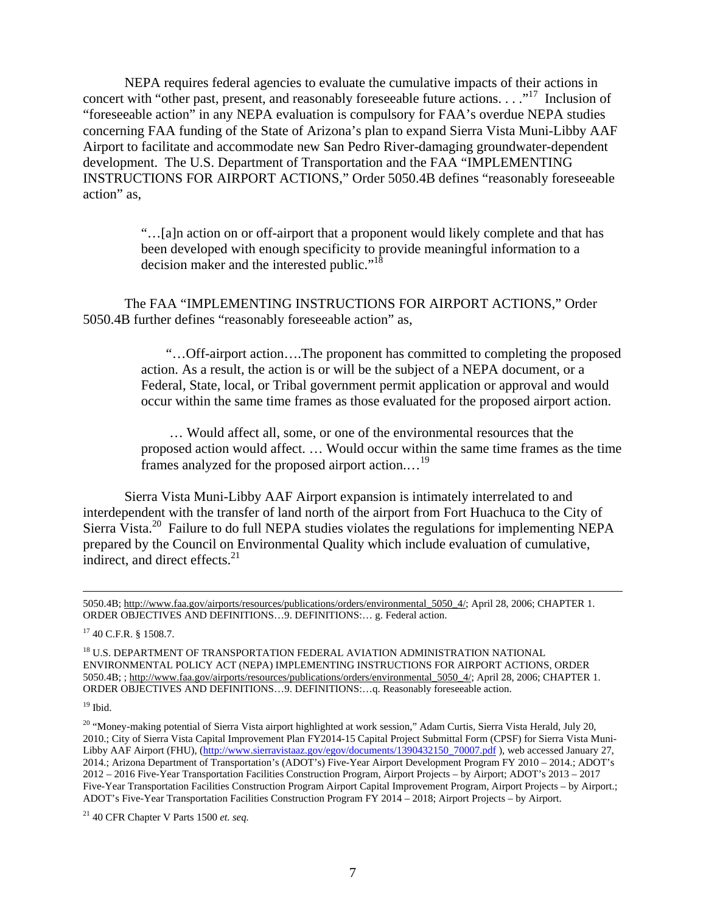NEPA requires federal agencies to evaluate the cumulative impacts of their actions in concert with "other past, present, and reasonably foreseeable future actions. . . ."[17] Inclusion of "foreseeable action" in any NEPA evaluation is compulsory for FAA's overdue NEPA studies concerning FAA funding of the State of Arizona's plan to expand Sierra Vista Muni-Libby AAF Airport to facilitate and accommodate new San Pedro River-damaging groundwater-dependent development. The U.S. Department of Transportation and the FAA "IMPLEMENTING INSTRUCTIONS FOR AIRPORT ACTIONS," Order 5050.4B defines "reasonably foreseeable action" as,

> "…[a]n action on or off-airport that a proponent would likely complete and that has been developed with enough specificity to provide meaningful information to a decision maker and the interested public."[18]

The FAA "IMPLEMENTING INSTRUCTIONS FOR AIRPORT ACTIONS," Order 5050.4B further defines "reasonably foreseeable action" as,

> "…Off-airport action….The proponent has committed to completing the proposed action. As a result, the action is or will be the subject of a NEPA document, or a Federal, State, local, or Tribal government permit application or approval and would occur within the same time frames as those evaluated for the proposed airport action.
>
> … Would affect all, some, or one of the environmental resources that the proposed action would affect. … Would occur within the same time frames as the time frames analyzed for the proposed airport action.…[19]

Sierra Vista Muni-Libby AAF Airport expansion is intimately interrelated to and interdependent with the transfer of land north of the airport from Fort Huachuca to the City of Sierra Vista.[20] Failure to do full NEPA studies violates the regulations for implementing NEPA prepared by the Council on Environmental Quality which include evaluation of cumulative, indirect, and direct effects.[21]

---

5050.4B; http://www.faa.gov/airports/resources/publications/orders/environmental_5050_4/; April 28, 2006; CHAPTER 1. ORDER OBJECTIVES AND DEFINITIONS…9. DEFINITIONS:… g. Federal action.

[17] 40 C.F.R. § 1508.7.

[18] U.S. DEPARTMENT OF TRANSPORTATION FEDERAL AVIATION ADMINISTRATION NATIONAL ENVIRONMENTAL POLICY ACT (NEPA) IMPLEMENTING INSTRUCTIONS FOR AIRPORT ACTIONS, ORDER 5050.4B; ; http://www.faa.gov/airports/resources/publications/orders/environmental_5050_4/; April 28, 2006; CHAPTER 1. ORDER OBJECTIVES AND DEFINITIONS…9. DEFINITIONS:…q. Reasonably foreseeable action.

[19] Ibid.

[20] "Money-making potential of Sierra Vista airport highlighted at work session," Adam Curtis, Sierra Vista Herald, July 20, 2010.; City of Sierra Vista Capital Improvement Plan FY2014-15 Capital Project Submittal Form (CPSF) for Sierra Vista Muni-Libby AAF Airport (FHU), (http://www.sierravistaaz.gov/egov/documents/1390432150_70007.pdf ), web accessed January 27, 2014.; Arizona Department of Transportation's (ADOT's) Five-Year Airport Development Program FY 2010 – 2014.; ADOT's 2012 – 2016 Five-Year Transportation Facilities Construction Program, Airport Projects – by Airport; ADOT's 2013 – 2017 Five-Year Transportation Facilities Construction Program Airport Capital Improvement Program, Airport Projects – by Airport.; ADOT's Five-Year Transportation Facilities Construction Program FY 2014 – 2018; Airport Projects – by Airport.

[21] 40 CFR Chapter V Parts 1500 *et. seq.*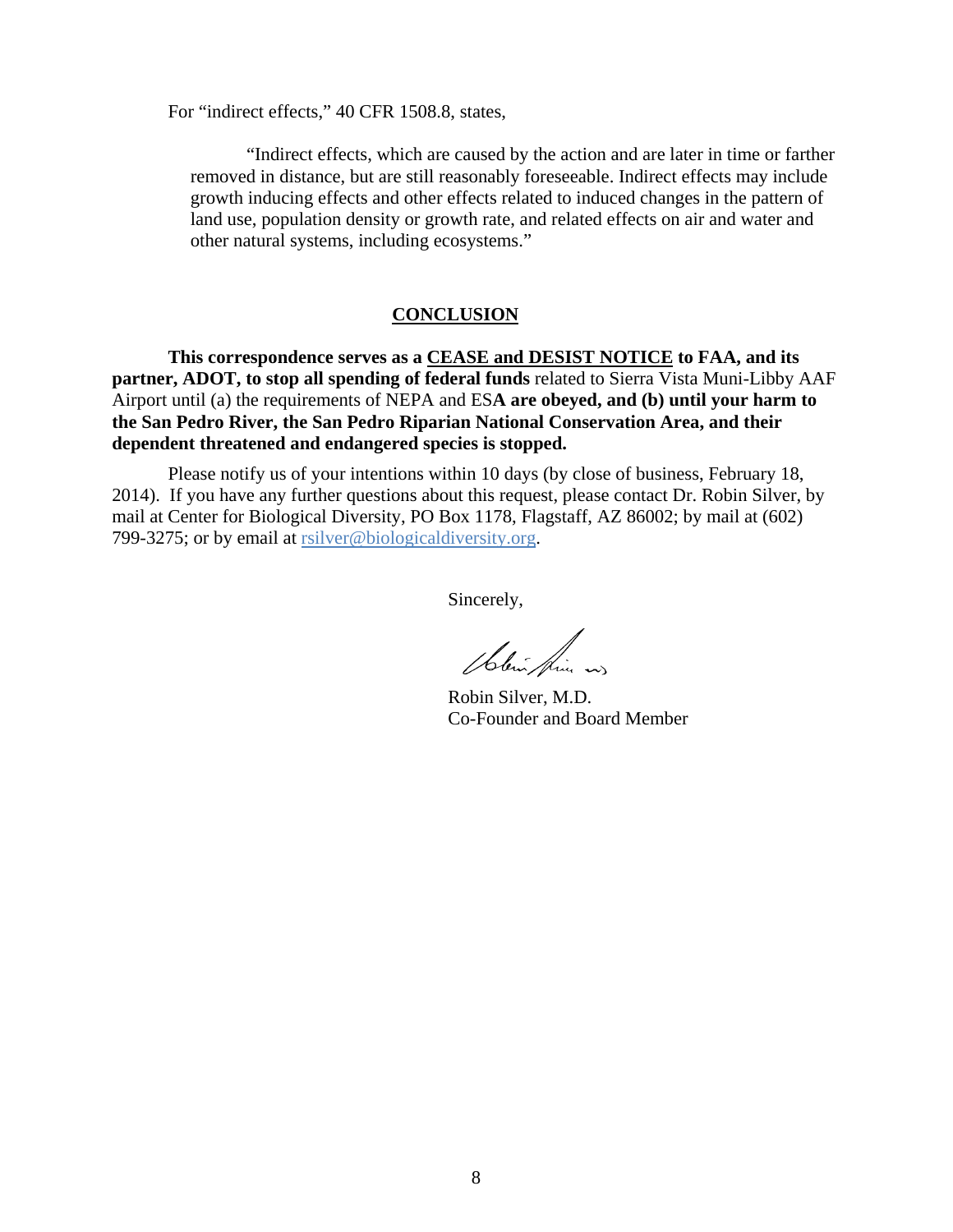For "indirect effects," 40 CFR 1508.8, states,

> "Indirect effects, which are caused by the action and are later in time or farther removed in distance, but are still reasonably foreseeable. Indirect effects may include growth inducing effects and other effects related to induced changes in the pattern of land use, population density or growth rate, and related effects on air and water and other natural systems, including ecosystems."

## CONCLUSION

**This correspondence serves as a <u>CEASE and DESIST NOTICE</u> to FAA, and its partner, ADOT, to stop all spending of federal funds** related to Sierra Vista Muni-Libby AAF Airport until (a) the requirements of NEPA and ES**A are obeyed, and (b) until your harm to the San Pedro River, the San Pedro Riparian National Conservation Area, and their dependent threatened and endangered species is stopped.**

Please notify us of your intentions within 10 days (by close of business, February 18, 2014). If you have any further questions about this request, please contact Dr. Robin Silver, by mail at Center for Biological Diversity, PO Box 1178, Flagstaff, AZ 86002; by mail at (602) 799-3275; or by email at rsilver@biologicaldiversity.org.

Sincerely,

Robin Silver, M.D.
Co-Founder and Board Member